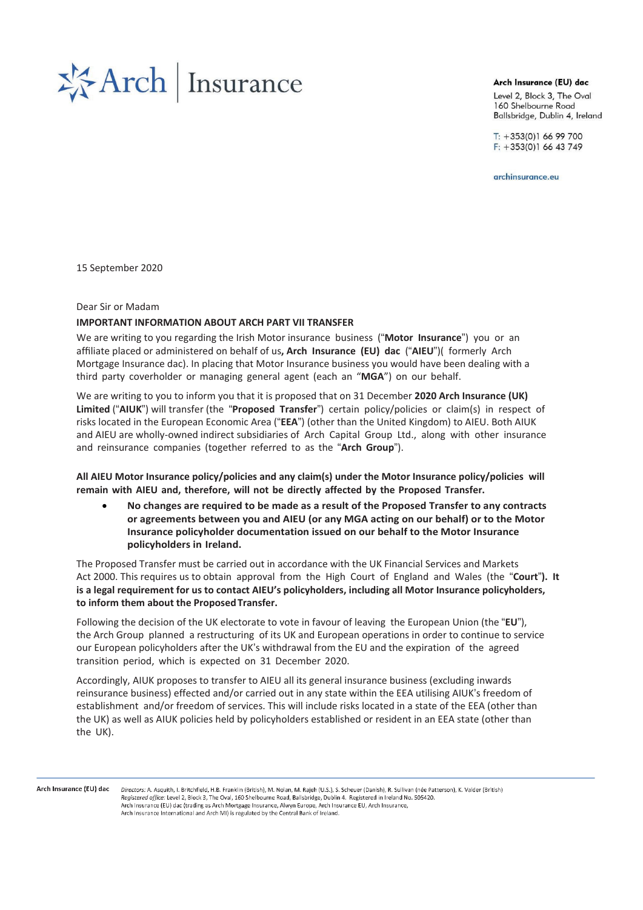Arch | Insurance

**Arch Insurance (EU) dac**
Level 2, Block 3, The Oval
160 Shelbourne Road
Ballsbridge, Dublin 4, Ireland

T: +353(0)1 66 99 700
F: +353(0)1 66 43 749

archinsurance.eu

15 September 2020

Dear Sir or Madam

**IMPORTANT INFORMATION ABOUT ARCH PART VII TRANSFER**

We are writing to you regarding the Irish Motor insurance business ("**Motor Insurance**") you or an affiliate placed or administered on behalf of us**, Arch Insurance (EU) dac** ("**AIEU**")( formerly Arch Mortgage Insurance dac). In placing that Motor Insurance business you would have been dealing with a third party coverholder or managing general agent (each an "**MGA**") on our behalf.

We are writing to you to inform you that it is proposed that on 31 December **2020 Arch Insurance (UK) Limited** ("**AIUK**") will transfer (the "**Proposed Transfer**") certain policy/policies or claim(s) in respect of risks located in the European Economic Area ("**EEA**") (other than the United Kingdom) to AIEU. Both AIUK and AIEU are wholly-owned indirect subsidiaries of Arch Capital Group Ltd., along with other insurance and reinsurance companies (together referred to as the "**Arch Group**").

**All AIEU Motor Insurance policy/policies and any claim(s) under the Motor Insurance policy/policies will remain with AIEU and, therefore, will not be directly affected by the Proposed Transfer.**

- **No changes are required to be made as a result of the Proposed Transfer to any contracts or agreements between you and AIEU (or any MGA acting on our behalf) or to the Motor Insurance policyholder documentation issued on our behalf to the Motor Insurance policyholders in Ireland.**

The Proposed Transfer must be carried out in accordance with the UK Financial Services and Markets Act 2000. This requires us to obtain approval from the High Court of England and Wales (the "**Court**"**). It is a legal requirement for us to contact AIEU's policyholders, including all Motor Insurance policyholders, to inform them about the Proposed Transfer.**

Following the decision of the UK electorate to vote in favour of leaving the European Union (the "**EU**"), the Arch Group planned a restructuring of its UK and European operations in order to continue to service our European policyholders after the UK's withdrawal from the EU and the expiration of the agreed transition period, which is expected on 31 December 2020.

Accordingly, AIUK proposes to transfer to AIEU all its general insurance business (excluding inwards reinsurance business) effected and/or carried out in any state within the EEA utilising AIUK's freedom of establishment and/or freedom of services. This will include risks located in a state of the EEA (other than the UK) as well as AIUK policies held by policyholders established or resident in an EEA state (other than the UK).

**Arch Insurance (EU) dac** *Directors:* A. Asquith, I. Britchfield, H.B. Franklin (British), M. Nolan, M. Rajeh (U.S.), S. Scheuer (Danish), R. Sullivan (née Patterson), K. Valder (British)
*Registered office:* Level 2, Block 3, The Oval, 160 Shelbourne Road, Ballsbridge, Dublin 4. Registered in Ireland No. 505420.
Arch Insurance (EU) dac (trading as Arch Mortgage Insurance, Alwyn Europe, Arch Insurance EU, Arch Insurance, Arch Insurance International and Arch MI) is regulated by the Central Bank of Ireland.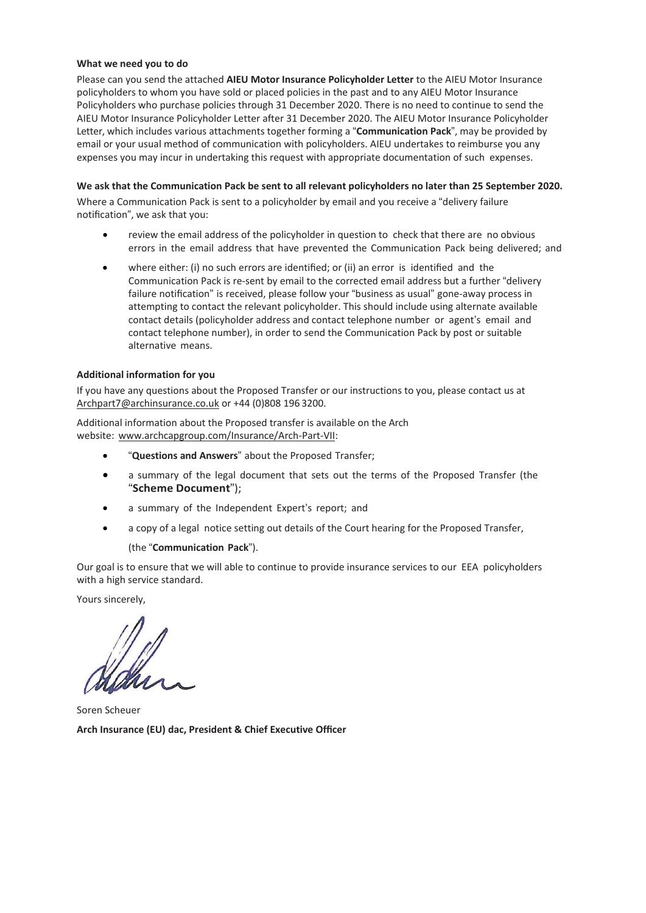**What we need you to do**

Please can you send the attached **AIEU Motor Insurance Policyholder Letter** to the AIEU Motor Insurance policyholders to whom you have sold or placed policies in the past and to any AIEU Motor Insurance Policyholders who purchase policies through 31 December 2020. There is no need to continue to send the AIEU Motor Insurance Policyholder Letter after 31 December 2020. The AIEU Motor Insurance Policyholder Letter, which includes various attachments together forming a "**Communication Pack**", may be provided by email or your usual method of communication with policyholders. AIEU undertakes to reimburse you any expenses you may incur in undertaking this request with appropriate documentation of such expenses.

**We ask that the Communication Pack be sent to all relevant policyholders no later than 25 September 2020.**

Where a Communication Pack is sent to a policyholder by email and you receive a "delivery failure notification", we ask that you:

- review the email address of the policyholder in question to check that there are no obvious errors in the email address that have prevented the Communication Pack being delivered; and
- where either: (i) no such errors are identified; or (ii) an error is identified and the Communication Pack is re-sent by email to the corrected email address but a further "delivery failure notification" is received, please follow your "business as usual" gone-away process in attempting to contact the relevant policyholder. This should include using alternate available contact details (policyholder address and contact telephone number or agent's email and contact telephone number), in order to send the Communication Pack by post or suitable alternative means.

**Additional information for you**

If you have any questions about the Proposed Transfer or our instructions to you, please contact us at Archpart7@archinsurance.co.uk or +44 (0)808 196 3200.

Additional information about the Proposed transfer is available on the Arch website: www.archcapgroup.com/Insurance/Arch-Part-VII:

- "**Questions and Answers**" about the Proposed Transfer;
- a summary of the legal document that sets out the terms of the Proposed Transfer (the "**Scheme Document**");
- a summary of the Independent Expert's report; and
- a copy of a legal notice setting out details of the Court hearing for the Proposed Transfer,

(the "**Communication Pack**").

Our goal is to ensure that we will able to continue to provide insurance services to our EEA policyholders with a high service standard.

Yours sincerely,

Soren Scheuer

**Arch Insurance (EU) dac, President & Chief Executive Officer**